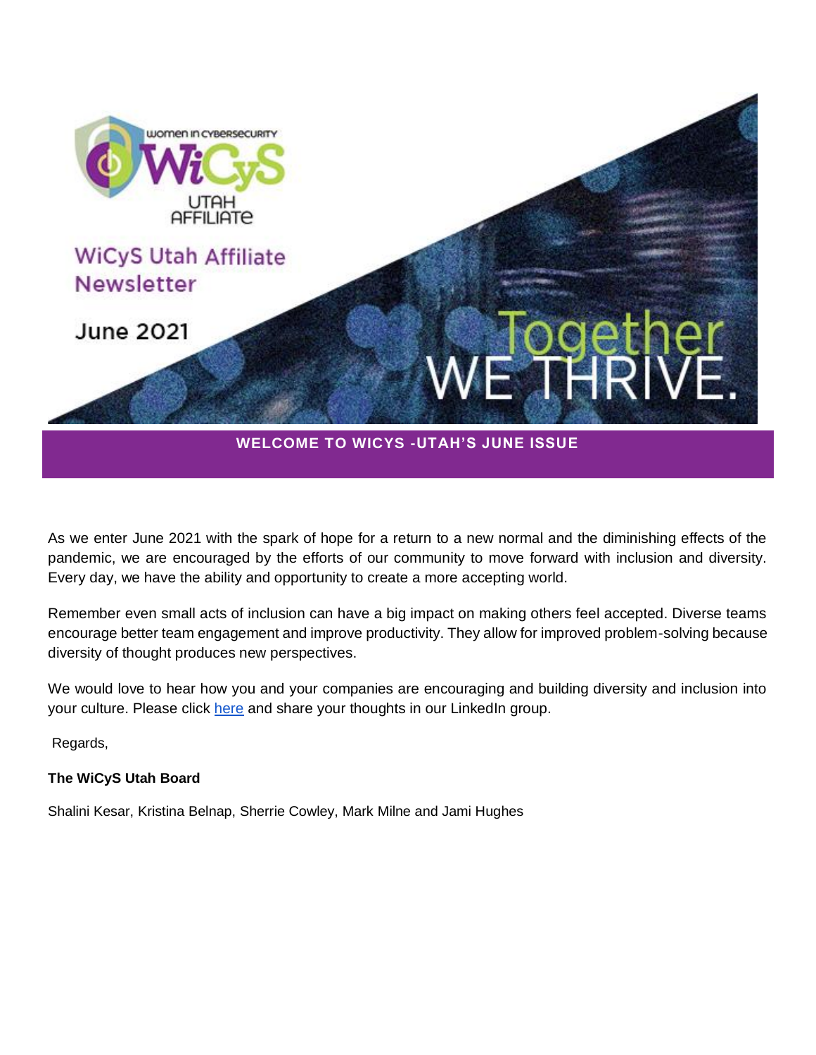women in cybersecurity

WiCyS

UTAH AFFILIATE

# WiCyS Utah Affiliate Newsletter

June 2021

Together WE THRIVE.

## WELCOME TO WICYS -UTAH'S JUNE ISSUE

As we enter June 2021 with the spark of hope for a return to a new normal and the diminishing effects of the pandemic, we are encouraged by the efforts of our community to move forward with inclusion and diversity. Every day, we have the ability and opportunity to create a more accepting world.

Remember even small acts of inclusion can have a big impact on making others feel accepted. Diverse teams encourage better team engagement and improve productivity. They allow for improved problem-solving because diversity of thought produces new perspectives.

We would love to hear how you and your companies are encouraging and building diversity and inclusion into your culture. Please click here and share your thoughts in our LinkedIn group.

Regards,

**The WiCyS Utah Board**

Shalini Kesar, Kristina Belnap, Sherrie Cowley, Mark Milne and Jami Hughes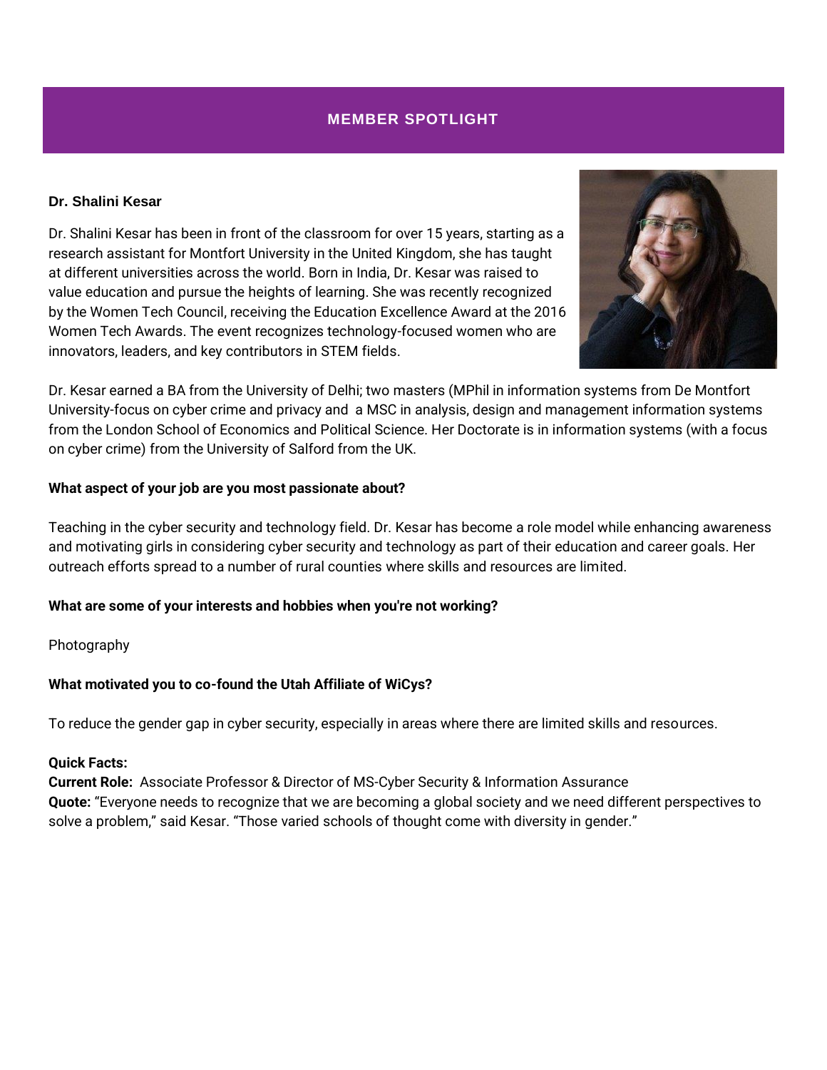## MEMBER SPOTLIGHT

### Dr. Shalini Kesar

Dr. Shalini Kesar has been in front of the classroom for over 15 years, starting as a research assistant for Montfort University in the United Kingdom, she has taught at different universities across the world. Born in India, Dr. Kesar was raised to value education and pursue the heights of learning. She was recently recognized by the Women Tech Council, receiving the Education Excellence Award at the 2016 Women Tech Awards. The event recognizes technology-focused women who are innovators, leaders, and key contributors in STEM fields.

Dr. Kesar earned a BA from the University of Delhi; two masters (MPhil in information systems from De Montfort University-focus on cyber crime and privacy and a MSC in analysis, design and management information systems from the London School of Economics and Political Science. Her Doctorate is in information systems (with a focus on cyber crime) from the University of Salford from the UK.

**What aspect of your job are you most passionate about?**

Teaching in the cyber security and technology field. Dr. Kesar has become a role model while enhancing awareness and motivating girls in considering cyber security and technology as part of their education and career goals. Her outreach efforts spread to a number of rural counties where skills and resources are limited.

**What are some of your interests and hobbies when you're not working?**

Photography

**What motivated you to co-found the Utah Affiliate of WiCys?**

To reduce the gender gap in cyber security, especially in areas where there are limited skills and resources.

**Quick Facts:**
**Current Role:** Associate Professor & Director of MS-Cyber Security & Information Assurance
**Quote:** "Everyone needs to recognize that we are becoming a global society and we need different perspectives to solve a problem," said Kesar. "Those varied schools of thought come with diversity in gender."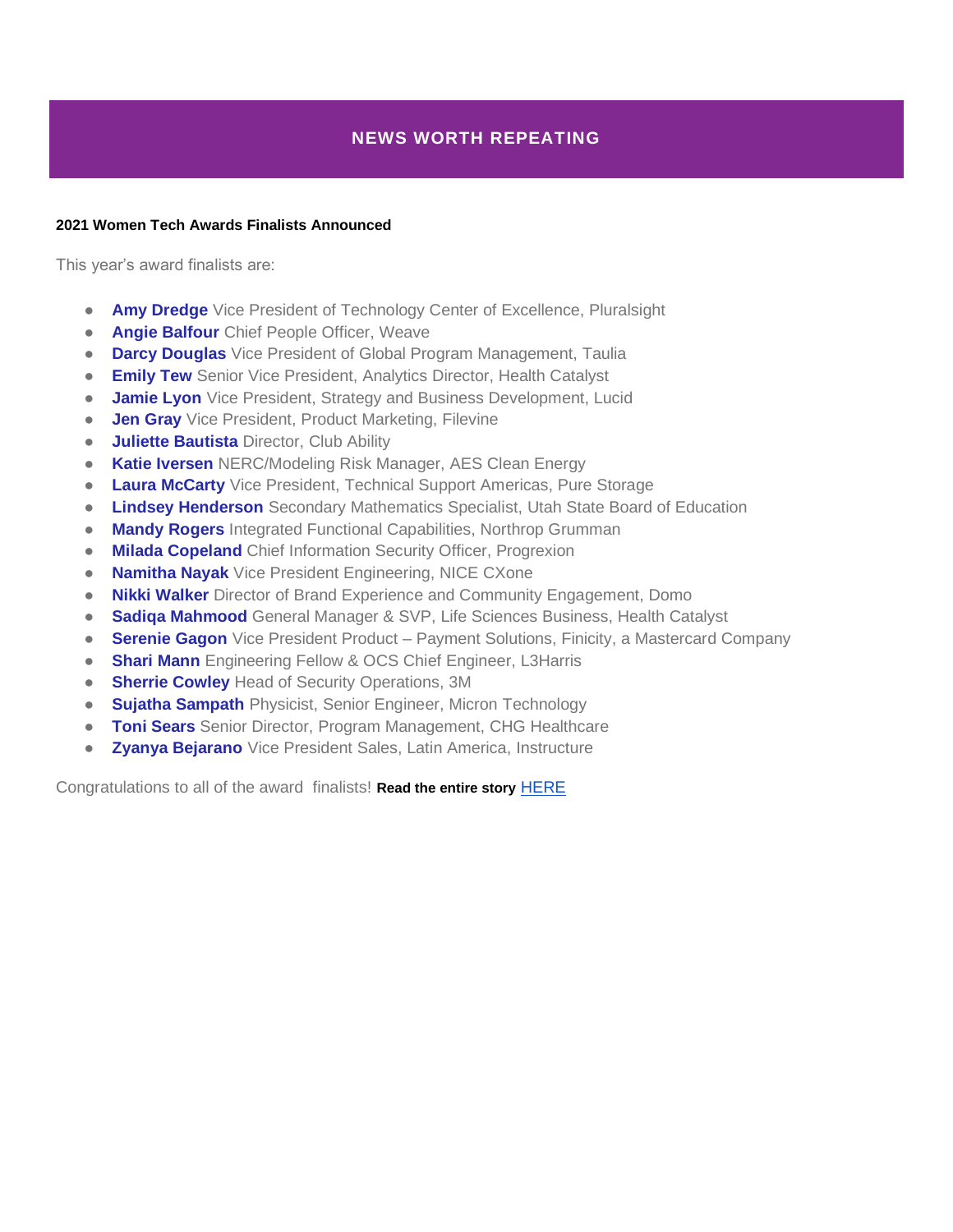## NEWS WORTH REPEATING

**2021 Women Tech Awards Finalists Announced**

This year's award finalists are:

- **Amy Dredge** Vice President of Technology Center of Excellence, Pluralsight
- **Angie Balfour** Chief People Officer, Weave
- **Darcy Douglas** Vice President of Global Program Management, Taulia
- **Emily Tew** Senior Vice President, Analytics Director, Health Catalyst
- **Jamie Lyon** Vice President, Strategy and Business Development, Lucid
- **Jen Gray** Vice President, Product Marketing, Filevine
- **Juliette Bautista** Director, Club Ability
- **Katie Iversen** NERC/Modeling Risk Manager, AES Clean Energy
- **Laura McCarty** Vice President, Technical Support Americas, Pure Storage
- **Lindsey Henderson** Secondary Mathematics Specialist, Utah State Board of Education
- **Mandy Rogers** Integrated Functional Capabilities, Northrop Grumman
- **Milada Copeland** Chief Information Security Officer, Progrexion
- **Namitha Nayak** Vice President Engineering, NICE CXone
- **Nikki Walker** Director of Brand Experience and Community Engagement, Domo
- **Sadiqa Mahmood** General Manager & SVP, Life Sciences Business, Health Catalyst
- **Serenie Gagon** Vice President Product – Payment Solutions, Finicity, a Mastercard Company
- **Shari Mann** Engineering Fellow & OCS Chief Engineer, L3Harris
- **Sherrie Cowley** Head of Security Operations, 3M
- **Sujatha Sampath** Physicist, Senior Engineer, Micron Technology
- **Toni Sears** Senior Director, Program Management, CHG Healthcare
- **Zyanya Bejarano** Vice President Sales, Latin America, Instructure

Congratulations to all of the award finalists! **Read the entire story** HERE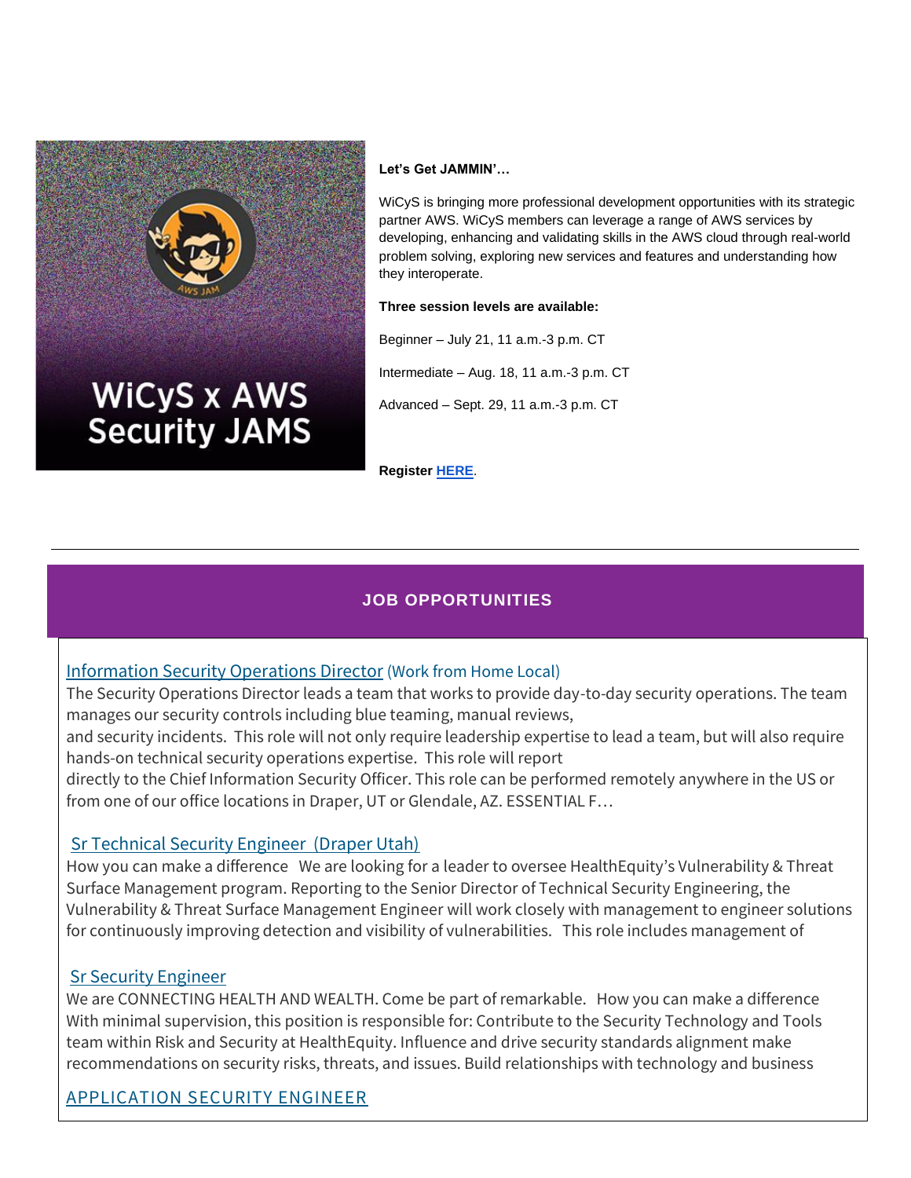WiCyS x AWS Security JAMS

**Let's Get JAMMIN'…**

WiCyS is bringing more professional development opportunities with its strategic partner AWS. WiCyS members can leverage a range of AWS services by developing, enhancing and validating skills in the AWS cloud through real-world problem solving, exploring new services and features and understanding how they interoperate.

**Three session levels are available:**

Beginner – July 21, 11 a.m.-3 p.m. CT

Intermediate – Aug. 18, 11 a.m.-3 p.m. CT

Advanced – Sept. 29, 11 a.m.-3 p.m. CT

**Register HERE**.

---

## JOB OPPORTUNITIES

Information Security Operations Director (Work from Home Local)
The Security Operations Director leads a team that works to provide day-to-day security operations. The team manages our security controls including blue teaming, manual reviews,
and security incidents. This role will not only require leadership expertise to lead a team, but will also require hands-on technical security operations expertise. This role will report
directly to the Chief Information Security Officer. This role can be performed remotely anywhere in the US or from one of our office locations in Draper, UT or Glendale, AZ. ESSENTIAL F…

Sr Technical Security Engineer (Draper Utah)
How you can make a difference We are looking for a leader to oversee HealthEquity's Vulnerability & Threat Surface Management program. Reporting to the Senior Director of Technical Security Engineering, the Vulnerability & Threat Surface Management Engineer will work closely with management to engineer solutions for continuously improving detection and visibility of vulnerabilities. This role includes management of

Sr Security Engineer
We are CONNECTING HEALTH AND WEALTH. Come be part of remarkable. How you can make a difference With minimal supervision, this position is responsible for: Contribute to the Security Technology and Tools team within Risk and Security at HealthEquity. Influence and drive security standards alignment make recommendations on security risks, threats, and issues. Build relationships with technology and business

APPLICATION SECURITY ENGINEER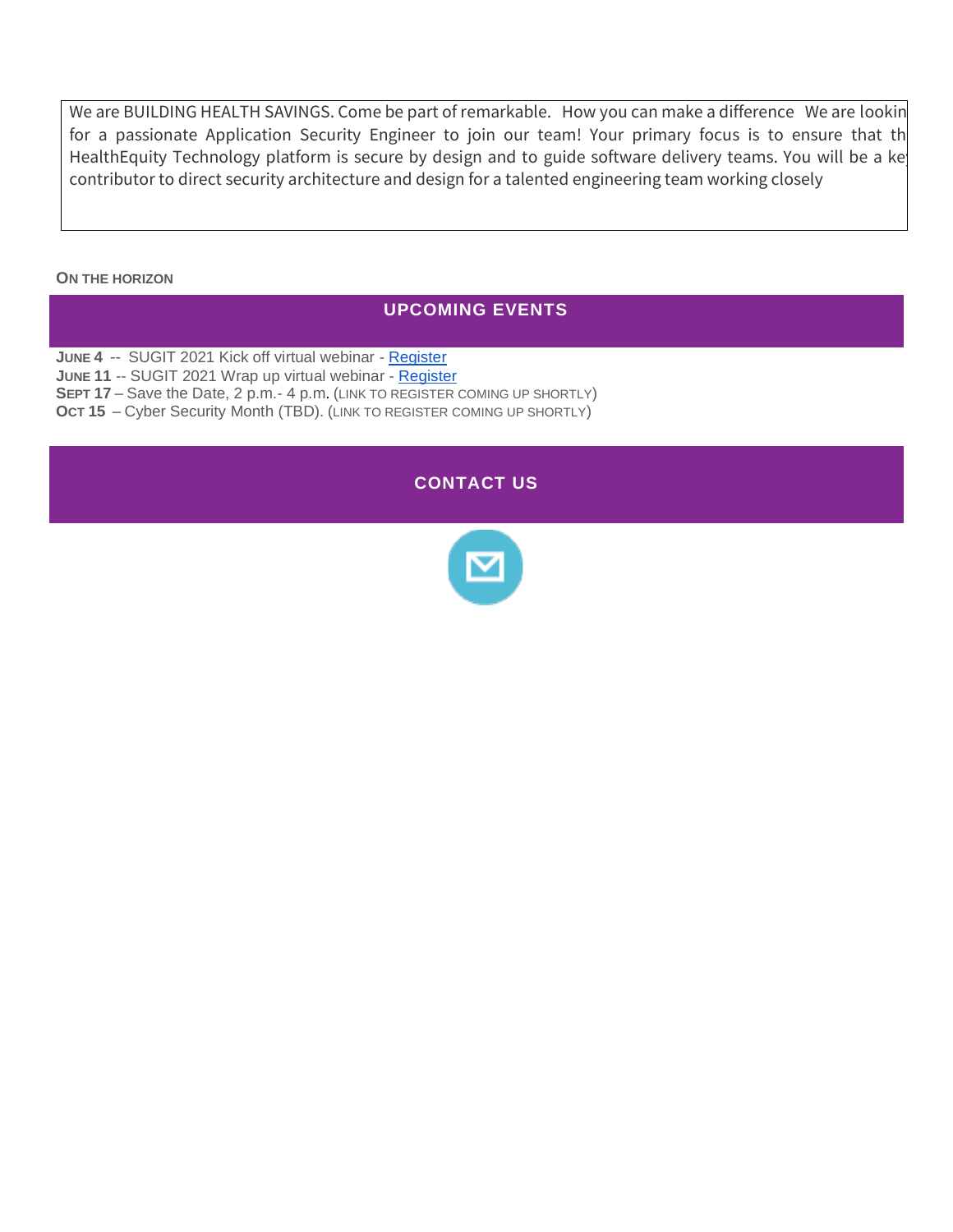We are BUILDING HEALTH SAVINGS. Come be part of remarkable. How you can make a difference We are lookin for a passionate Application Security Engineer to join our team! Your primary focus is to ensure that th HealthEquity Technology platform is secure by design and to guide software delivery teams. You will be a ke contributor to direct security architecture and design for a talented engineering team working closely

**ON THE HORIZON**

## UPCOMING EVENTS

**JUNE 4** -- SUGIT 2021 Kick off virtual webinar - [Register]
**JUNE 11** -- SUGIT 2021 Wrap up virtual webinar - [Register]
**SEPT 17** – Save the Date, 2 p.m.- 4 p.m. (LINK TO REGISTER COMING UP SHORTLY)
**OCT 15** – Cyber Security Month (TBD). (LINK TO REGISTER COMING UP SHORTLY)

## CONTACT US